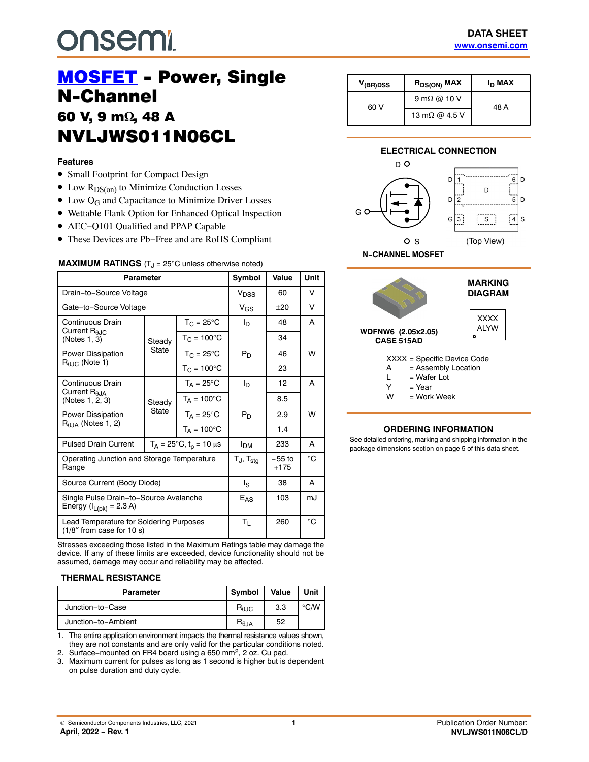onsemi

**DATA SHEET**
www.onsemi.com

# MOSFET - Power, Single N-Channel

## 60 V, 9 mΩ, 48 A

# NVLJWS011N06CL

### Features

- Small Footprint for Compact Design
- Low $R_{DS(on)}$ to Minimize Conduction Losses
- Low $Q_G$ and Capacitance to Minimize Driver Losses
- Wettable Flank Option for Enhanced Optical Inspection
- AEC−Q101 Qualified and PPAP Capable
- These Devices are Pb−Free and are RoHS Compliant

| $V_{(BR)DSS}$ | $R_{DS(ON)}$ MAX | $I_D$ MAX |
|---|---|---|
| 60 V | 9 mΩ @ 10 V | 48 A |
| | 13 mΩ @ 4.5 V | |

**MAXIMUM RATINGS** ($T_J$ = 25°C unless otherwise noted)

| Parameter | | | Symbol | Value | Unit |
|---|---|---|---|---|---|
| Drain−to−Source Voltage | | | $V_{DSS}$ | 60 | V |
| Gate−to−Source Voltage | | | $V_{GS}$ | ±20 | V |
| Continuous Drain Current $R_{θJC}$ (Notes 1, 3) | Steady State | $T_C$ = 25°C | $I_D$ | 48 | A |
| | | $T_C$ = 100°C | | 34 | |
| Power Dissipation $R_{θJC}$ (Note 1) | | $T_C$ = 25°C | $P_D$ | 46 | W |
| | | $T_C$ = 100°C | | 23 | |
| Continuous Drain Current $R_{θJA}$ (Notes 1, 2, 3) | Steady State | $T_A$ = 25°C | $I_D$ | 12 | A |
| | | $T_A$ = 100°C | | 8.5 | |
| Power Dissipation $R_{θJA}$ (Notes 1, 2) | | $T_A$ = 25°C | $P_D$ | 2.9 | W |
| | | $T_A$ = 100°C | | 1.4 | |
| Pulsed Drain Current | $T_A$ = 25°C, $t_p$ = 10 μs | | $I_{DM}$ | 233 | A |
| Operating Junction and Storage Temperature Range | | | $T_J$, $T_{stg}$ | −55 to +175 | °C |
| Source Current (Body Diode) | | | $I_S$ | 38 | A |
| Single Pulse Drain−to−Source Avalanche Energy ($I_{L(pk)}$ = 2.3 A) | | | $E_{AS}$ | 103 | mJ |
| Lead Temperature for Soldering Purposes (1/8″ from case for 10 s) | | | $T_L$ | 260 | °C |

Stresses exceeding those listed in the Maximum Ratings table may damage the device. If any of these limits are exceeded, device functionality should not be assumed, damage may occur and reliability may be affected.

### THERMAL RESISTANCE

| Parameter | Symbol | Value | Unit |
|---|---|---|---|
| Junction−to−Case | $R_{θJC}$ | 3.3 | °C/W |
| Junction−to−Ambient | $R_{θJA}$ | 52 | |

1. The entire application environment impacts the thermal resistance values shown, they are not constants and are only valid for the particular conditions noted.
2. Surface−mounted on FR4 board using a 650 mm², 2 oz. Cu pad.
3. Maximum current for pulses as long as 1 second is higher but is dependent on pulse duration and duty cycle.

### ELECTRICAL CONNECTION

N−CHANNEL MOSFET

(Top View)

WDFNW6 (2.05x2.05)
CASE 515AD

### MARKING DIAGRAM

XXXX
ALYW

XXXX = Specific Device Code
A = Assembly Location
L = Wafer Lot
Y = Year
W = Work Week

### ORDERING INFORMATION

See detailed ordering, marking and shipping information in the package dimensions section on page 5 of this data sheet.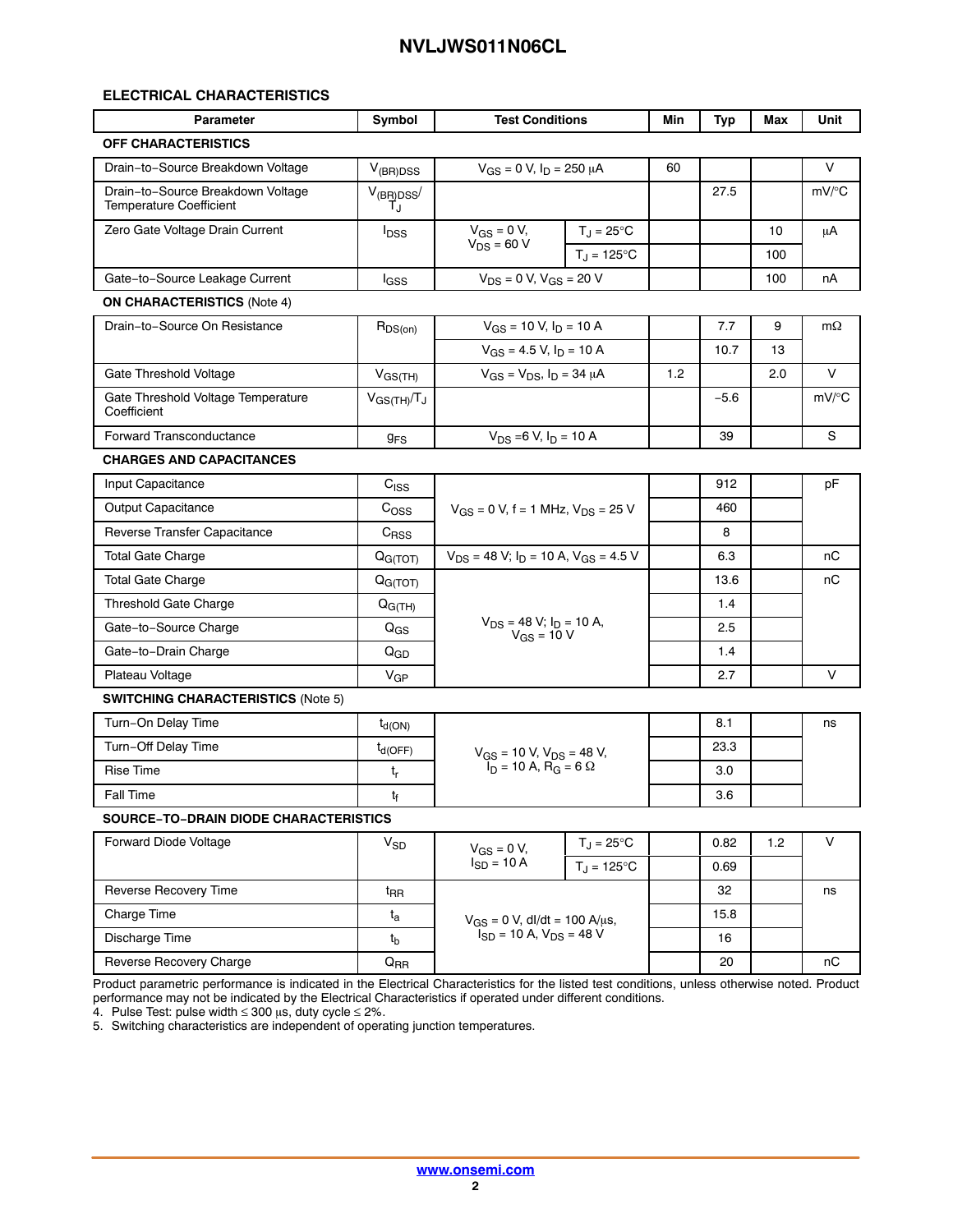## ELECTRICAL CHARACTERISTICS

| Parameter | Symbol | Test Conditions | | Min | Typ | Max | Unit |
|---|---|---|---|---|---|---|---|
| **OFF CHARACTERISTICS** | | | | | | | |
| Drain−to−Source Breakdown Voltage | $V_{(BR)DSS}$ | $V_{GS}$ = 0 V, $I_D$ = 250 μA | | 60 | | | V |
| Drain−to−Source Breakdown Voltage Temperature Coefficient | $V_{(BR)DSS}/T_J$ | | | | 27.5 | | mV/°C |
| Zero Gate Voltage Drain Current | $I_{DSS}$ | $V_{GS}$ = 0 V, $V_{DS}$ = 60 V | $T_J$ = 25°C | | | 10 | μA |
| | | | $T_J$ = 125°C | | | 100 | |
| Gate−to−Source Leakage Current | $I_{GSS}$ | $V_{DS}$ = 0 V, $V_{GS}$ = 20 V | | | | 100 | nA |
| **ON CHARACTERISTICS** (Note 4) | | | | | | | |
| Drain−to−Source On Resistance | $R_{DS(on)}$ | $V_{GS}$ = 10 V, $I_D$ = 10 A | | | 7.7 | 9 | mΩ |
| | | $V_{GS}$ = 4.5 V, $I_D$ = 10 A | | | 10.7 | 13 | |
| Gate Threshold Voltage | $V_{GS(TH)}$ | $V_{GS}$ = $V_{DS}$, $I_D$ = 34 μA | | 1.2 | | 2.0 | V |
| Gate Threshold Voltage Temperature Coefficient | $V_{GS(TH)}/T_J$ | | | | −5.6 | | mV/°C |
| Forward Transconductance | $g_{FS}$ | $V_{DS}$ =6 V, $I_D$ = 10 A | | | 39 | | S |
| **CHARGES AND CAPACITANCES** | | | | | | | |
| Input Capacitance | $C_{ISS}$ | $V_{GS}$ = 0 V, f = 1 MHz, $V_{DS}$ = 25 V | | | 912 | | pF |
| Output Capacitance | $C_{OSS}$ | | | | 460 | | |
| Reverse Transfer Capacitance | $C_{RSS}$ | | | | 8 | | |
| Total Gate Charge | $Q_{G(TOT)}$ | $V_{DS}$ = 48 V; $I_D$ = 10 A, $V_{GS}$ = 4.5 V | | | 6.3 | | nC |
| Total Gate Charge | $Q_{G(TOT)}$ | $V_{DS}$ = 48 V; $I_D$ = 10 A, $V_{GS}$ = 10 V | | | 13.6 | | nC |
| Threshold Gate Charge | $Q_{G(TH)}$ | | | | 1.4 | | |
| Gate−to−Source Charge | $Q_{GS}$ | | | | 2.5 | | |
| Gate−to−Drain Charge | $Q_{GD}$ | | | | 1.4 | | |
| Plateau Voltage | $V_{GP}$ | | | | 2.7 | | V |
| **SWITCHING CHARACTERISTICS** (Note 5) | | | | | | | |
| Turn−On Delay Time | $t_{d(ON)}$ | $V_{GS}$ = 10 V, $V_{DS}$ = 48 V, $I_D$ = 10 A, $R_G$ = 6 Ω | | | 8.1 | | ns |
| Turn−Off Delay Time | $t_{d(OFF)}$ | | | | 23.3 | | |
| Rise Time | $t_r$ | | | | 3.0 | | |
| Fall Time | $t_f$ | | | | 3.6 | | |
| **SOURCE−TO−DRAIN DIODE CHARACTERISTICS** | | | | | | | |
| Forward Diode Voltage | $V_{SD}$ | $V_{GS}$ = 0 V, $I_{SD}$ = 10 A | $T_J$ = 25°C | | 0.82 | 1.2 | V |
| | | | $T_J$ = 125°C | | 0.69 | | |
| Reverse Recovery Time | $t_{RR}$ | $V_{GS}$ = 0 V, dI/dt = 100 A/μs, $I_{SD}$ = 10 A, $V_{DS}$ = 48 V | | | 32 | | ns |
| Charge Time | $t_a$ | | | | 15.8 | | |
| Discharge Time | $t_b$ | | | | 16 | | |
| Reverse Recovery Charge | $Q_{RR}$ | | | | 20 | | nC |

Product parametric performance is indicated in the Electrical Characteristics for the listed test conditions, unless otherwise noted. Product performance may not be indicated by the Electrical Characteristics if operated under different conditions.

4. Pulse Test: pulse width ≤ 300 μs, duty cycle ≤ 2%.
5. Switching characteristics are independent of operating junction temperatures.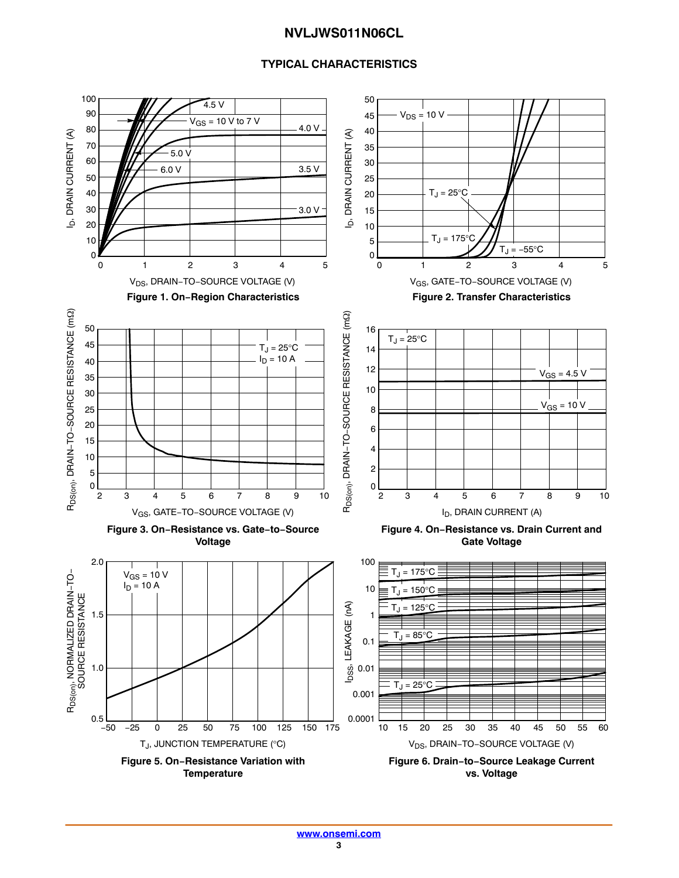## TYPICAL CHARACTERISTICS

**Figure 1. On−Region Characteristics**

**Figure 2. Transfer Characteristics**

**Figure 3. On−Resistance vs. Gate−to−Source Voltage**

**Figure 4. On−Resistance vs. Drain Current and Gate Voltage**

**Figure 5. On−Resistance Variation with Temperature**

**Figure 6. Drain−to−Source Leakage Current vs. Voltage**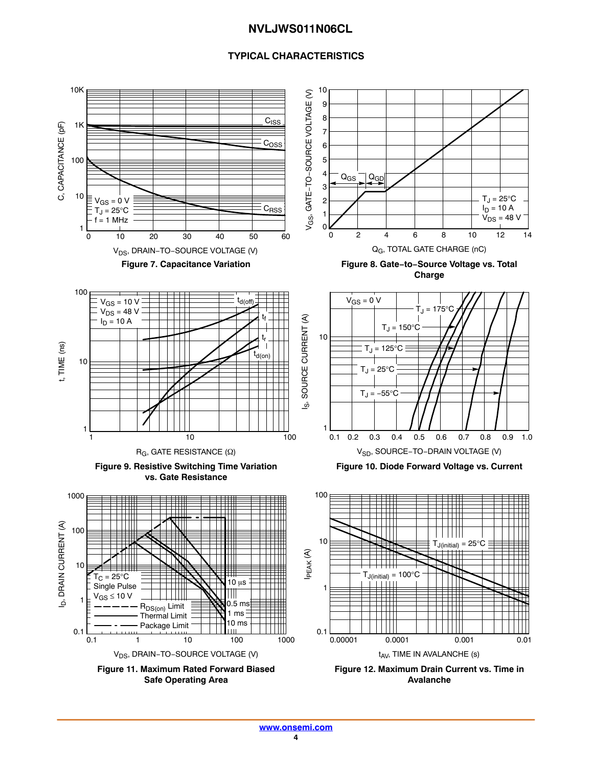## TYPICAL CHARACTERISTICS

**Figure 7. Capacitance Variation**

**Figure 8. Gate−to−Source Voltage vs. Total Charge**

**Figure 9. Resistive Switching Time Variation vs. Gate Resistance**

**Figure 10. Diode Forward Voltage vs. Current**

**Figure 11. Maximum Rated Forward Biased Safe Operating Area**

**Figure 12. Maximum Drain Current vs. Time in Avalanche**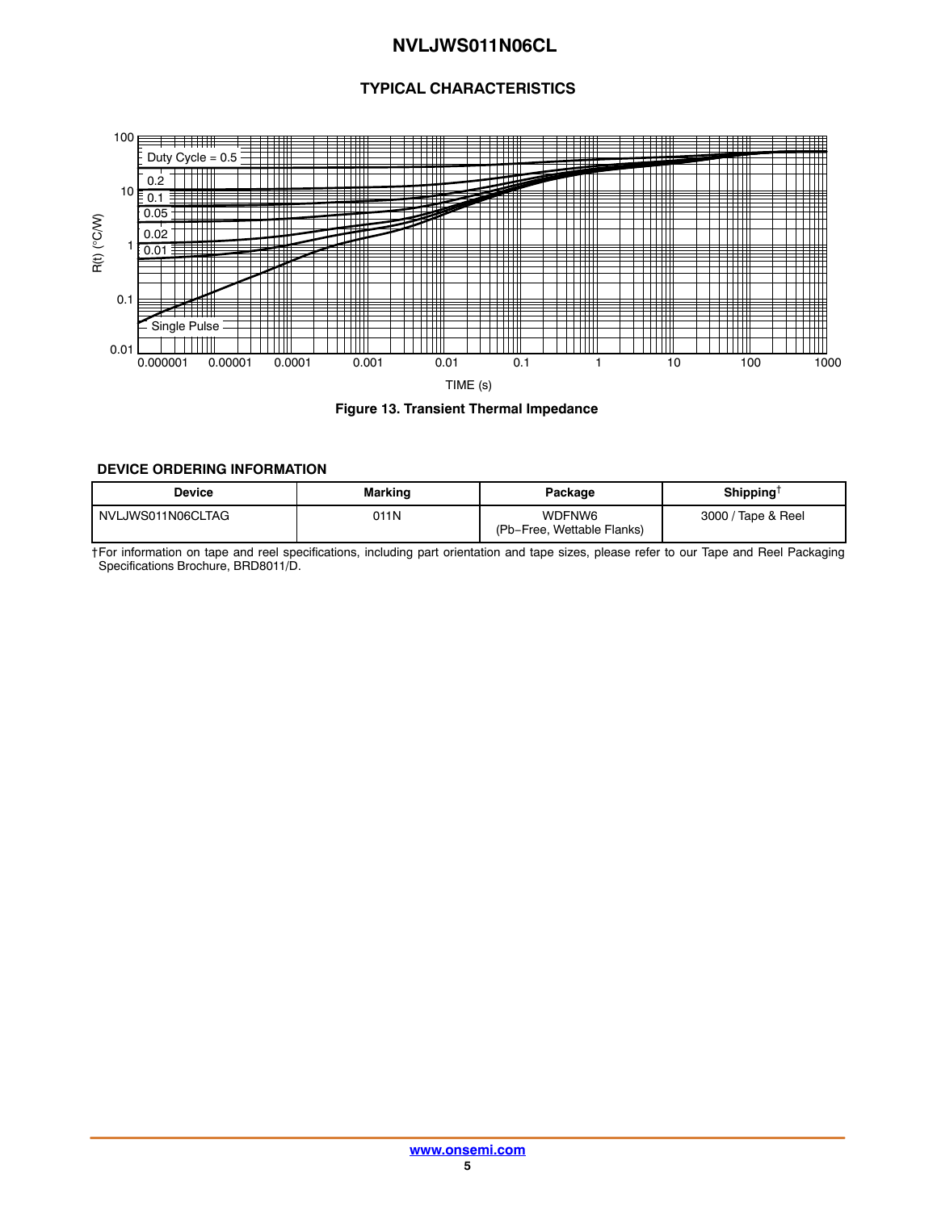## TYPICAL CHARACTERISTICS

Figure 13. Transient Thermal Impedance

### DEVICE ORDERING INFORMATION

| Device | Marking | Package | Shipping† |
|---|---|---|---|
| NVLJWS011N06CLTAG | 011N | WDFNW6 (Pb−Free, Wettable Flanks) | 3000 / Tape & Reel |

†For information on tape and reel specifications, including part orientation and tape sizes, please refer to our Tape and Reel Packaging Specifications Brochure, BRD8011/D.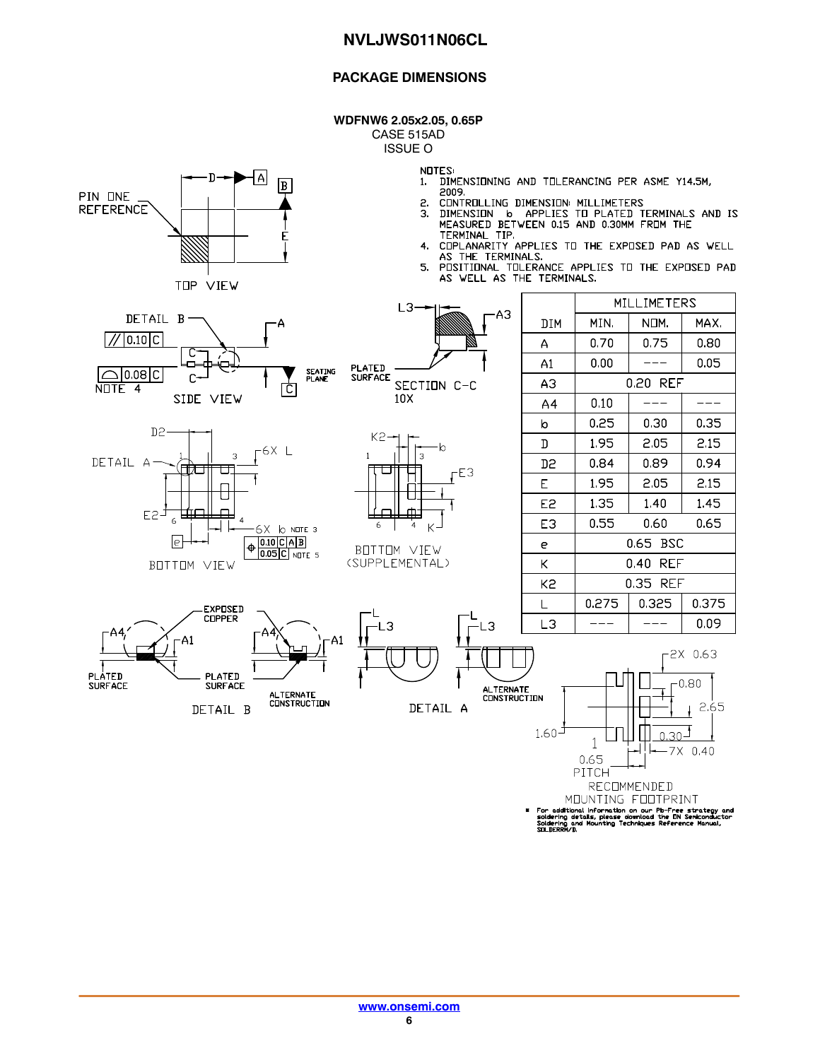## PACKAGE DIMENSIONS

**WDFNW6 2.05x2.05, 0.65P**
CASE 515AD
ISSUE O

NOTES:
1. DIMENSIONING AND TOLERANCING PER ASME Y14.5M, 2009.
2. CONTROLLING DIMENSION: MILLIMETERS
3. DIMENSION b APPLIES TO PLATED TERMINALS AND IS MEASURED BETWEEN 0.15 AND 0.30MM FROM THE TERMINAL TIP.
4. COPLANARITY APPLIES TO THE EXPOSED PAD AS WELL AS THE TERMINALS.
5. POSITIONAL TOLERANCE APPLIES TO THE EXPOSED PAD AS WELL AS THE TERMINALS.

| DIM | MILLIMETERS MIN. | NOM. | MAX. |
|---|---|---|---|
| A | 0.70 | 0.75 | 0.80 |
| A1 | 0.00 | --- | 0.05 |
| A3 | 0.20 REF | | |
| A4 | 0.10 | --- | --- |
| b | 0.25 | 0.30 | 0.35 |
| D | 1.95 | 2.05 | 2.15 |
| D2 | 0.84 | 0.89 | 0.94 |
| E | 1.95 | 2.05 | 2.15 |
| E2 | 1.35 | 1.40 | 1.45 |
| E3 | 0.55 | 0.60 | 0.65 |
| e | 0.65 BSC | | |
| K | 0.40 REF | | |
| K2 | 0.35 REF | | |
| L | 0.275 | 0.325 | 0.375 |
| L3 | --- | --- | 0.09 |

TOP VIEW, SIDE VIEW, BOTTOM VIEW, BOTTOM VIEW (SUPPLEMENTAL), SECTION C-C 10X, DETAIL A, DETAIL B

RECOMMENDED MOUNTING FOOTPRINT

\* For additional information on our Pb-Free strategy and soldering details, please download the ON Semiconductor Soldering and Mounting Techniques Reference Manual, SOLDERRM/D.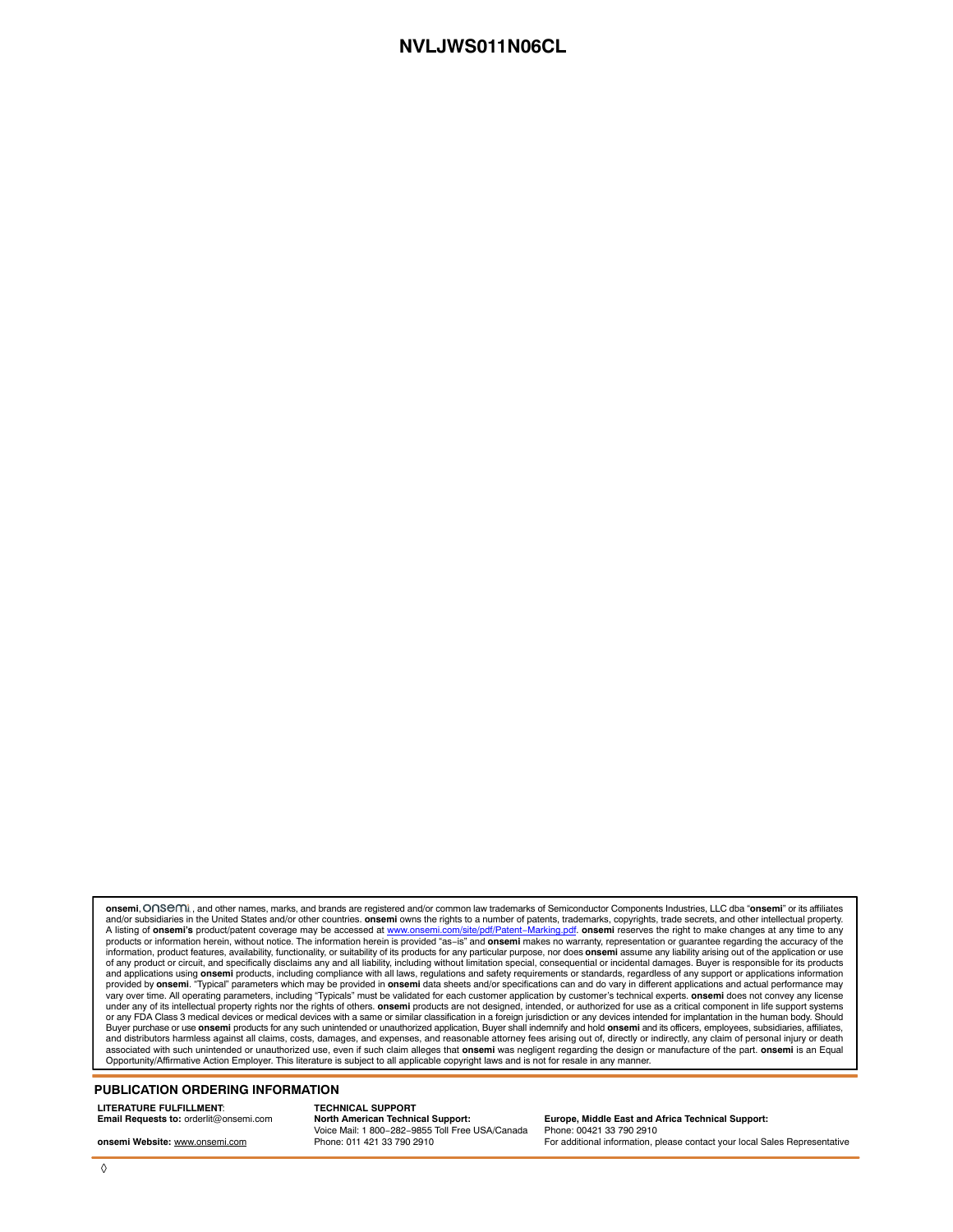**onsemi**, onsemi, and other names, marks, and brands are registered and/or common law trademarks of Semiconductor Components Industries, LLC dba "**onsemi**" or its affiliates and/or subsidiaries in the United States and/or other countries. **onsemi** owns the rights to a number of patents, trademarks, copyrights, trade secrets, and other intellectual property. A listing of **onsemi's** product/patent coverage may be accessed at www.onsemi.com/site/pdf/Patent−Marking.pdf. **onsemi** reserves the right to make changes at any time to any products or information herein, without notice. The information herein is provided "as−is" and **onsemi** makes no warranty, representation or guarantee regarding the accuracy of the information, product features, availability, functionality, or suitability of its products for any particular purpose, nor does **onsemi** assume any liability arising out of the application or use of any product or circuit, and specifically disclaims any and all liability, including without limitation special, consequential or incidental damages. Buyer is responsible for its products and applications using **onsemi** products, including compliance with all laws, regulations and safety requirements or standards, regardless of any support or applications information provided by **onsemi**. "Typical" parameters which may be provided in **onsemi** data sheets and/or specifications can and do vary in different applications and actual performance may vary over time. All operating parameters, including "Typicals" must be validated for each customer application by customer's technical experts. **onsemi** does not convey any license under any of its intellectual property rights nor the rights of others. **onsemi** products are not designed, intended, or authorized for use as a critical component in life support systems or any FDA Class 3 medical devices or medical devices with a same or similar classification in a foreign jurisdiction or any devices intended for implantation in the human body. Should Buyer purchase or use **onsemi** products for any such unintended or unauthorized application, Buyer shall indemnify and hold **onsemi** and its officers, employees, subsidiaries, affiliates, and distributors harmless against all claims, costs, damages, and expenses, and reasonable attorney fees arising out of, directly or indirectly, any claim of personal injury or death associated with such unintended or unauthorized use, even if such claim alleges that **onsemi** was negligent regarding the design or manufacture of the part. **onsemi** is an Equal Opportunity/Affirmative Action Employer. This literature is subject to all applicable copyright laws and is not for resale in any manner.

## PUBLICATION ORDERING INFORMATION

**LITERATURE FULFILLMENT**:
**Email Requests to:** orderlit@onsemi.com

**onsemi Website:** www.onsemi.com

**TECHNICAL SUPPORT**
**North American Technical Support:**
Voice Mail: 1 800−282−9855 Toll Free USA/Canada
Phone: 011 421 33 790 2910

**Europe, Middle East and Africa Technical Support:**
Phone: 00421 33 790 2910
For additional information, please contact your local Sales Representative

◊